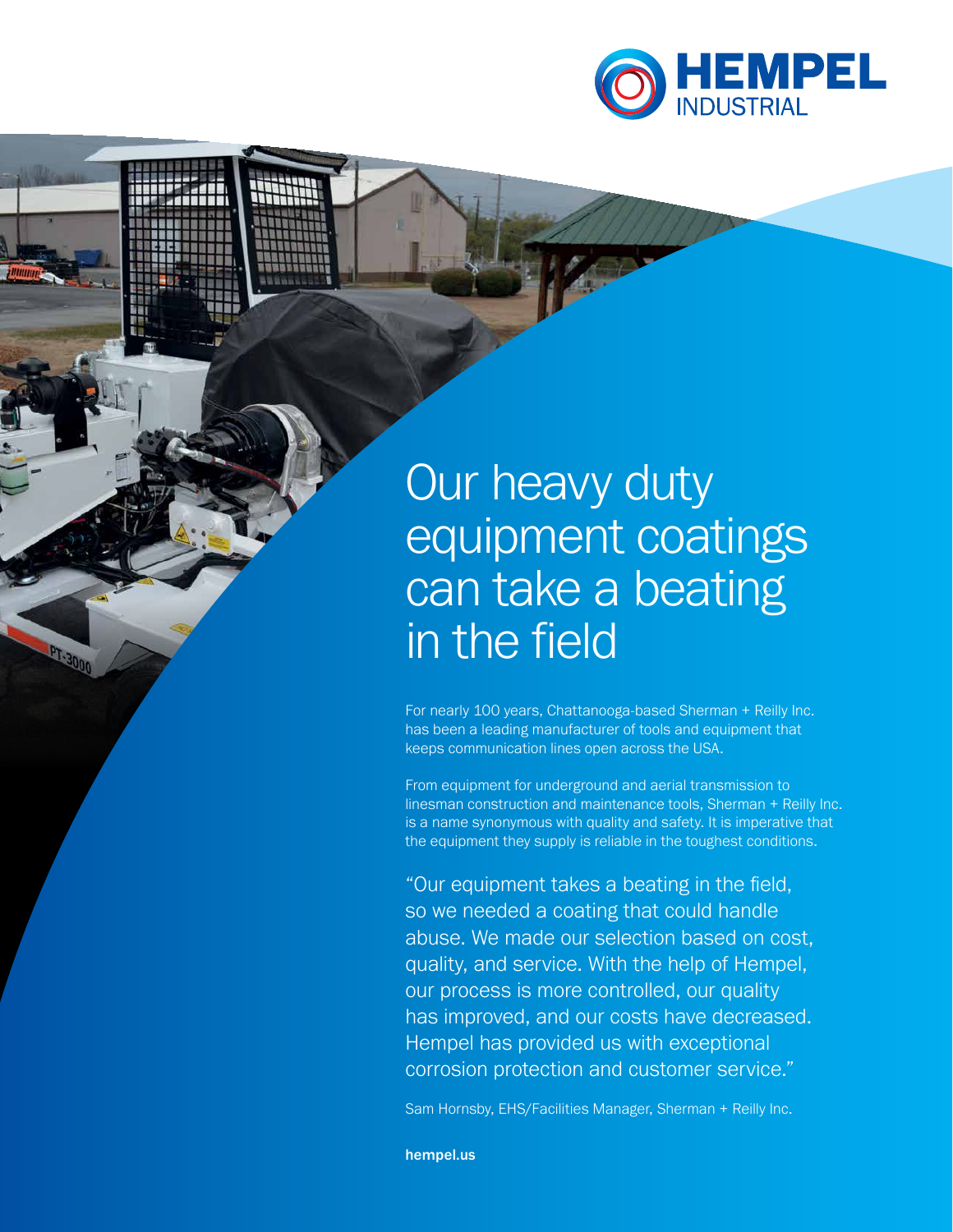HEMPEL INDUSTRIAL

# Our heavy duty equipment coatings can take a beating in the field

For nearly 100 years, Chattanooga-based Sherman + Reilly Inc. has been a leading manufacturer of tools and equipment that keeps communication lines open across the USA.

From equipment for underground and aerial transmission to linesman construction and maintenance tools, Sherman + Reilly Inc. is a name synonymous with quality and safety. It is imperative that the equipment they supply is reliable in the toughest conditions.

"Our equipment takes a beating in the field, so we needed a coating that could handle abuse. We made our selection based on cost, quality, and service. With the help of Hempel, our process is more controlled, our quality has improved, and our costs have decreased. Hempel has provided us with exceptional corrosion protection and customer service."

Sam Hornsby, EHS/Facilities Manager, Sherman + Reilly Inc.

**hempel.us**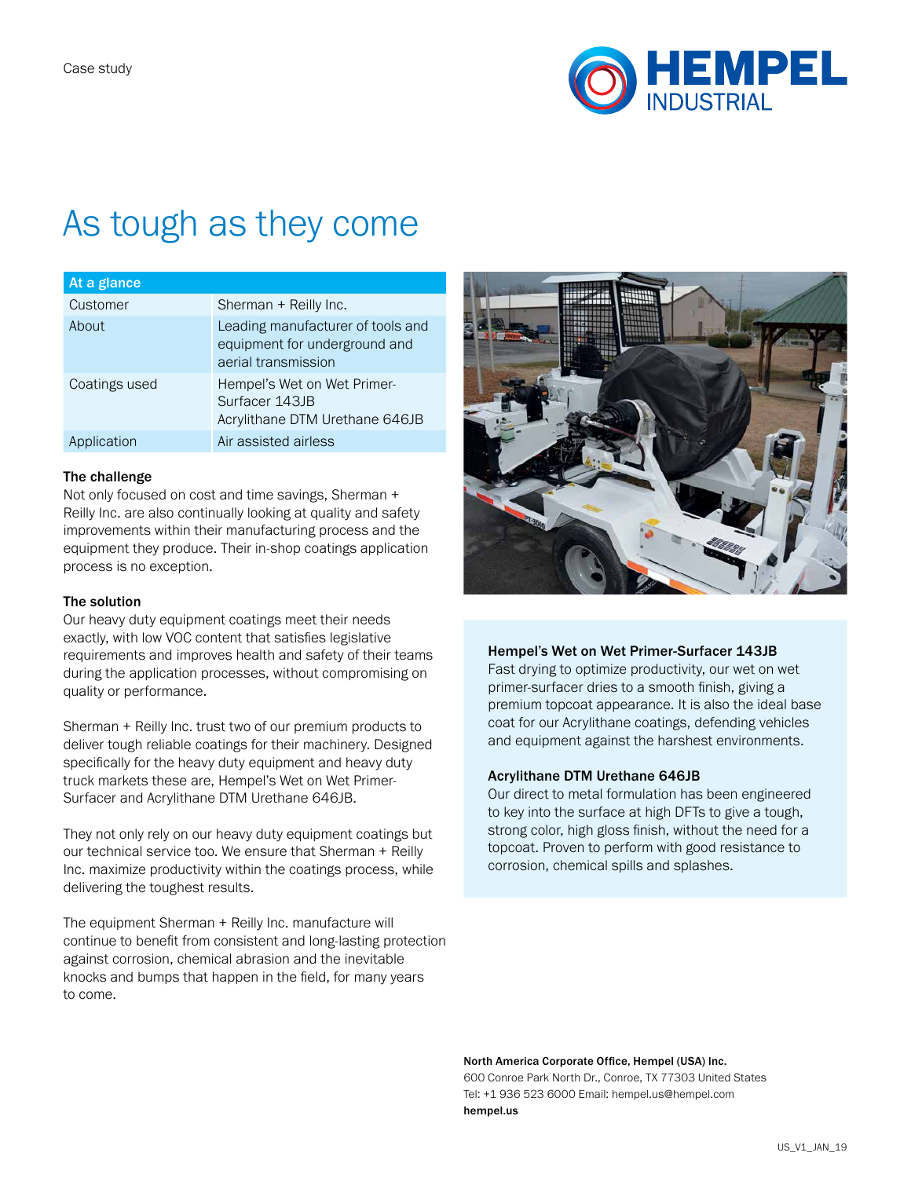Case study

# As tough as they come

| At a glance | |
|---|---|
| Customer | Sherman + Reilly Inc. |
| About | Leading manufacturer of tools and equipment for underground and aerial transmission |
| Coatings used | Hempel's Wet on Wet Primer-Surfacer 143JB<br>Acrylithane DTM Urethane 646JB |
| Application | Air assisted airless |

**The challenge**

Not only focused on cost and time savings, Sherman + Reilly Inc. are also continually looking at quality and safety improvements within their manufacturing process and the equipment they produce. Their in-shop coatings application process is no exception.

**The solution**

Our heavy duty equipment coatings meet their needs exactly, with low VOC content that satisfies legislative requirements and improves health and safety of their teams during the application processes, without compromising on quality or performance.

Sherman + Reilly Inc. trust two of our premium products to deliver tough reliable coatings for their machinery. Designed specifically for the heavy duty equipment and heavy duty truck markets these are, Hempel's Wet on Wet Primer-Surfacer and Acrylithane DTM Urethane 646JB.

They not only rely on our heavy duty equipment coatings but our technical service too. We ensure that Sherman + Reilly Inc. maximize productivity within the coatings process, while delivering the toughest results.

The equipment Sherman + Reilly Inc. manufacture will continue to benefit from consistent and long-lasting protection against corrosion, chemical abrasion and the inevitable knocks and bumps that happen in the field, for many years to come.

**Hempel's Wet on Wet Primer-Surfacer 143JB**

Fast drying to optimize productivity, our wet on wet primer-surfacer dries to a smooth finish, giving a premium topcoat appearance. It is also the ideal base coat for our Acrylithane coatings, defending vehicles and equipment against the harshest environments.

**Acrylithane DTM Urethane 646JB**

Our direct to metal formulation has been engineered to key into the surface at high DFTs to give a tough, strong color, high gloss finish, without the need for a topcoat. Proven to perform with good resistance to corrosion, chemical spills and splashes.

**North America Corporate Office, Hempel (USA) Inc.**
600 Conroe Park North Dr., Conroe, TX 77303 United States
Tel: +1 936 523 6000 Email: hempel.us@hempel.com
**hempel.us**

US_V1_JAN_19